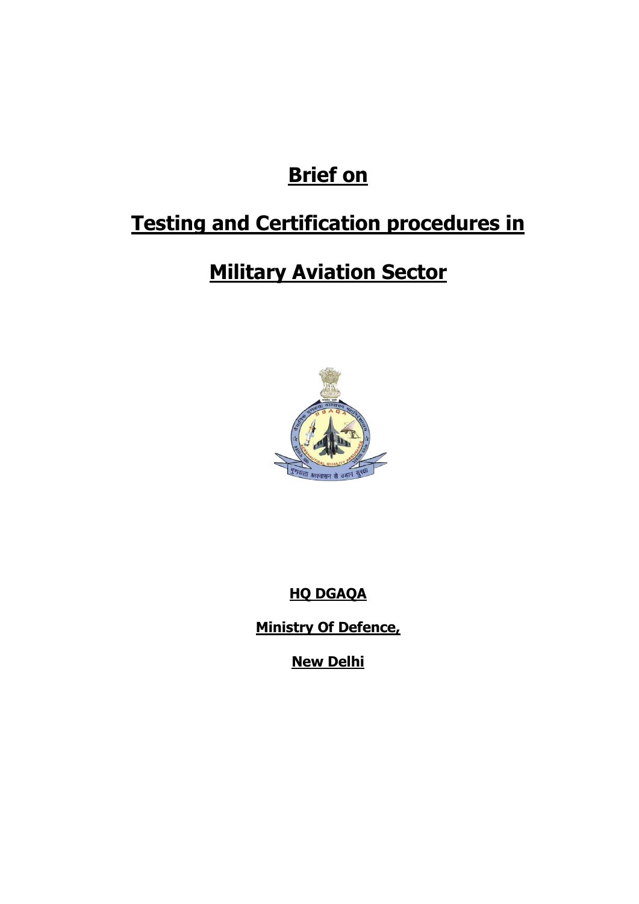# Brief on

# Testing and Certification procedures in

# Military Aviation Sector

**HQ DGAQA**

**Ministry Of Defence,**

**New Delhi**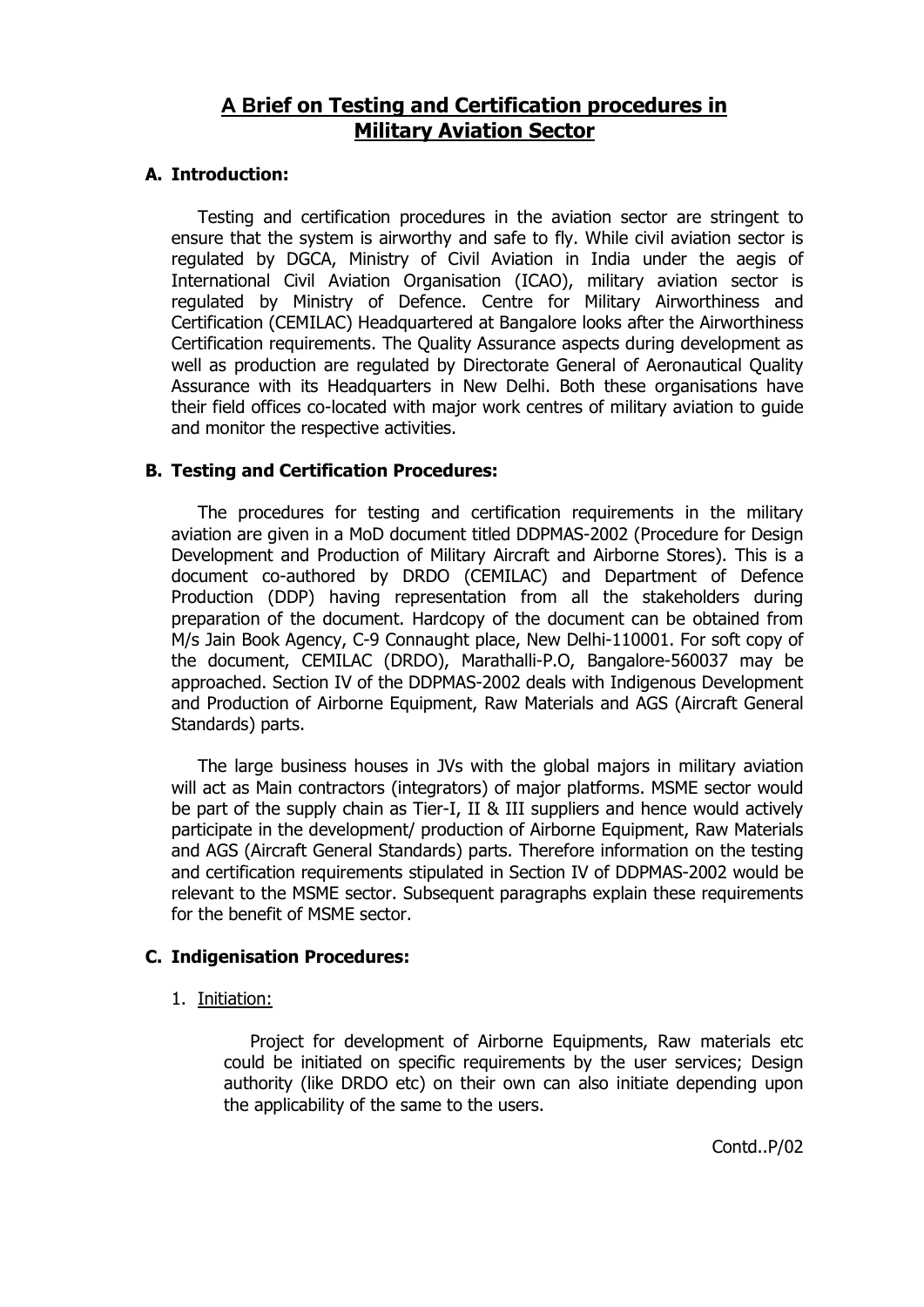# A Brief on Testing and Certification procedures in Military Aviation Sector

## A. Introduction:

Testing and certification procedures in the aviation sector are stringent to ensure that the system is airworthy and safe to fly. While civil aviation sector is regulated by DGCA, Ministry of Civil Aviation in India under the aegis of International Civil Aviation Organisation (ICAO), military aviation sector is regulated by Ministry of Defence. Centre for Military Airworthiness and Certification (CEMILAC) Headquartered at Bangalore looks after the Airworthiness Certification requirements. The Quality Assurance aspects during development as well as production are regulated by Directorate General of Aeronautical Quality Assurance with its Headquarters in New Delhi. Both these organisations have their field offices co-located with major work centres of military aviation to guide and monitor the respective activities.

## B. Testing and Certification Procedures:

The procedures for testing and certification requirements in the military aviation are given in a MoD document titled DDPMAS-2002 (Procedure for Design Development and Production of Military Aircraft and Airborne Stores). This is a document co-authored by DRDO (CEMILAC) and Department of Defence Production (DDP) having representation from all the stakeholders during preparation of the document. Hardcopy of the document can be obtained from M/s Jain Book Agency, C-9 Connaught place, New Delhi-110001. For soft copy of the document, CEMILAC (DRDO), Marathalli-P.O, Bangalore-560037 may be approached. Section IV of the DDPMAS-2002 deals with Indigenous Development and Production of Airborne Equipment, Raw Materials and AGS (Aircraft General Standards) parts.

The large business houses in JVs with the global majors in military aviation will act as Main contractors (integrators) of major platforms. MSME sector would be part of the supply chain as Tier-I, II & III suppliers and hence would actively participate in the development/ production of Airborne Equipment, Raw Materials and AGS (Aircraft General Standards) parts. Therefore information on the testing and certification requirements stipulated in Section IV of DDPMAS-2002 would be relevant to the MSME sector. Subsequent paragraphs explain these requirements for the benefit of MSME sector.

## C. Indigenisation Procedures:

1. Initiation:

   Project for development of Airborne Equipments, Raw materials etc could be initiated on specific requirements by the user services; Design authority (like DRDO etc) on their own can also initiate depending upon the applicability of the same to the users.

Contd..P/02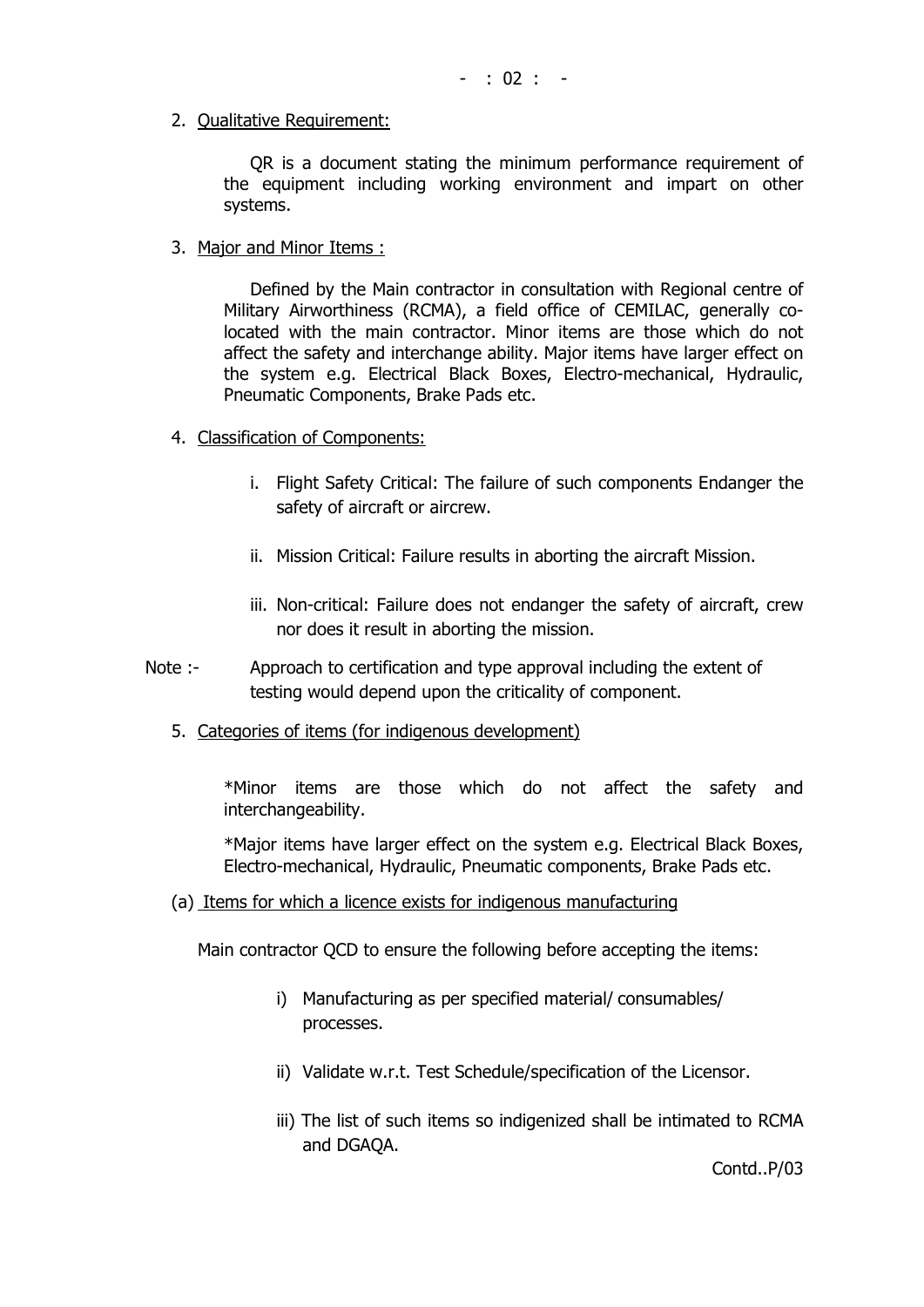2. <u>Qualitative Requirement:</u>

   QR is a document stating the minimum performance requirement of the equipment including working environment and impart on other systems.

3. <u>Major and Minor Items :</u>

   Defined by the Main contractor in consultation with Regional centre of Military Airworthiness (RCMA), a field office of CEMILAC, generally co-located with the main contractor. Minor items are those which do not affect the safety and interchange ability. Major items have larger effect on the system e.g. Electrical Black Boxes, Electro-mechanical, Hydraulic, Pneumatic Components, Brake Pads etc.

4. <u>Classification of Components:</u>

   i. Flight Safety Critical: The failure of such components Endanger the safety of aircraft or aircrew.

   ii. Mission Critical: Failure results in aborting the aircraft Mission.

   iii. Non-critical: Failure does not endanger the safety of aircraft, crew nor does it result in aborting the mission.

Note :- Approach to certification and type approval including the extent of testing would depend upon the criticality of component.

5. <u>Categories of items (for indigenous development)</u>

   *Minor items are those which do not affect the safety and interchangeability.

   *Major items have larger effect on the system e.g. Electrical Black Boxes, Electro-mechanical, Hydraulic, Pneumatic components, Brake Pads etc.

(a) <u>Items for which a licence exists for indigenous manufacturing</u>

Main contractor QCD to ensure the following before accepting the items:

i) Manufacturing as per specified material/ consumables/ processes.

ii) Validate w.r.t. Test Schedule/specification of the Licensor.

iii) The list of such items so indigenized shall be intimated to RCMA and DGAQA.

Contd..P/03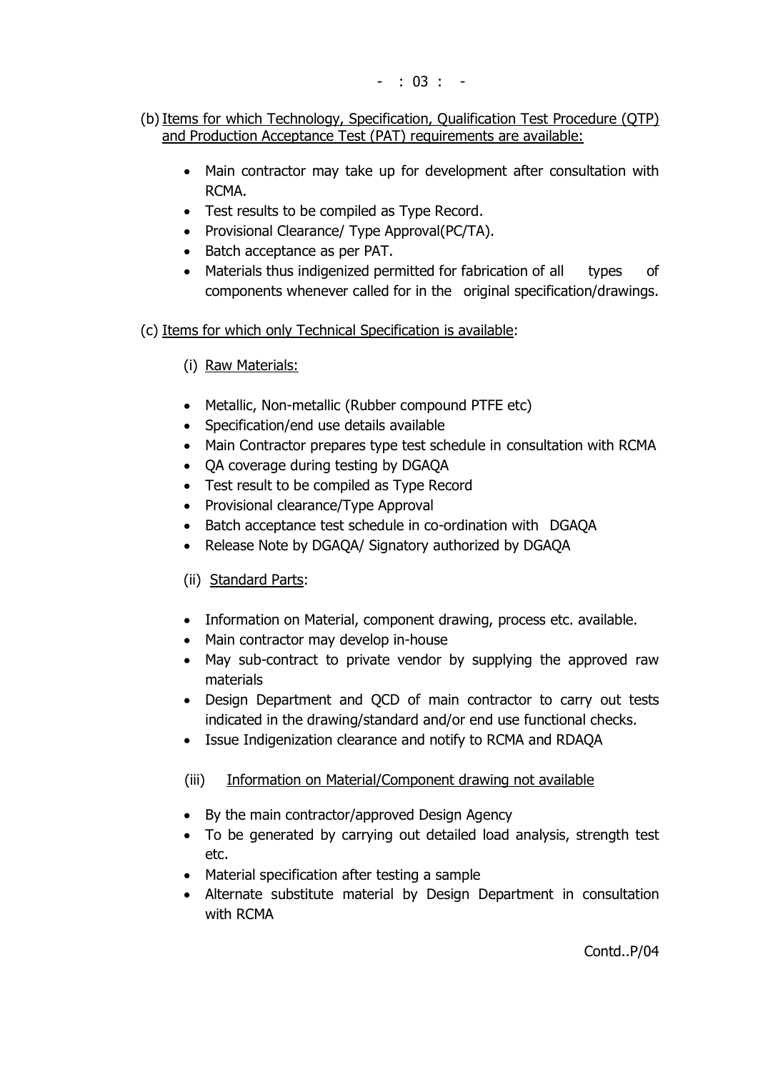(b) Items for which Technology, Specification, Qualification Test Procedure (QTP) and Production Acceptance Test (PAT) requirements are available:

- Main contractor may take up for development after consultation with RCMA.
- Test results to be compiled as Type Record.
- Provisional Clearance/ Type Approval(PC/TA).
- Batch acceptance as per PAT.
- Materials thus indigenized permitted for fabrication of all types of components whenever called for in the original specification/drawings.

(c) Items for which only Technical Specification is available:

(i) Raw Materials:

- Metallic, Non-metallic (Rubber compound PTFE etc)
- Specification/end use details available
- Main Contractor prepares type test schedule in consultation with RCMA
- QA coverage during testing by DGAQA
- Test result to be compiled as Type Record
- Provisional clearance/Type Approval
- Batch acceptance test schedule in co-ordination with DGAQA
- Release Note by DGAQA/ Signatory authorized by DGAQA

(ii) Standard Parts:

- Information on Material, component drawing, process etc. available.
- Main contractor may develop in-house
- May sub-contract to private vendor by supplying the approved raw materials
- Design Department and QCD of main contractor to carry out tests indicated in the drawing/standard and/or end use functional checks.
- Issue Indigenization clearance and notify to RCMA and RDAQA

(iii) Information on Material/Component drawing not available

- By the main contractor/approved Design Agency
- To be generated by carrying out detailed load analysis, strength test etc.
- Material specification after testing a sample
- Alternate substitute material by Design Department in consultation with RCMA

Contd..P/04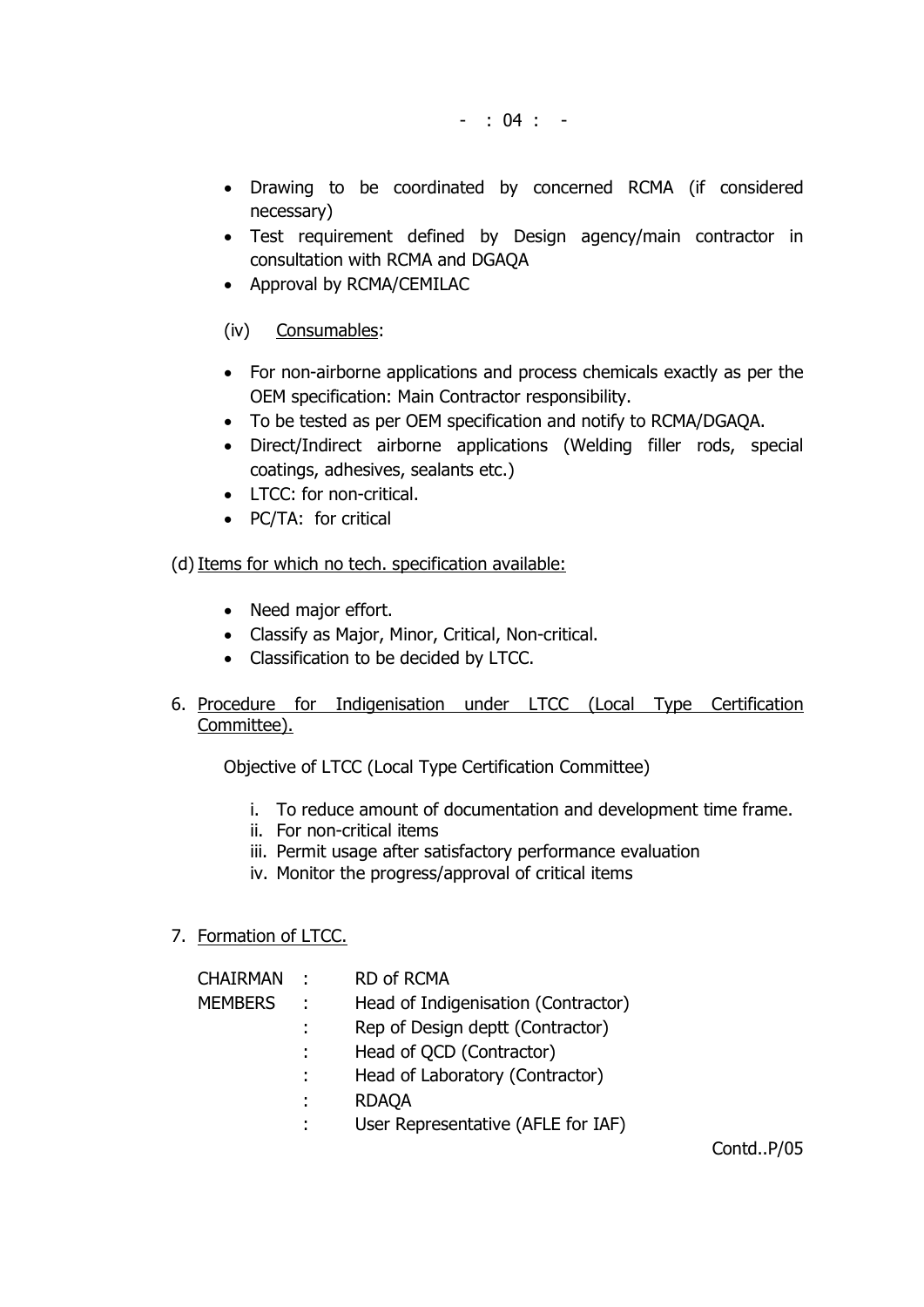- Drawing to be coordinated by concerned RCMA (if considered necessary)
- Test requirement defined by Design agency/main contractor in consultation with RCMA and DGAQA
- Approval by RCMA/CEMILAC

(iv) Consumables:

- For non-airborne applications and process chemicals exactly as per the OEM specification: Main Contractor responsibility.
- To be tested as per OEM specification and notify to RCMA/DGAQA.
- Direct/Indirect airborne applications (Welding filler rods, special coatings, adhesives, sealants etc.)
- LTCC: for non-critical.
- PC/TA: for critical

(d) Items for which no tech. specification available:

- Need major effort.
- Classify as Major, Minor, Critical, Non-critical.
- Classification to be decided by LTCC.

6. Procedure for Indigenisation under LTCC (Local Type Certification Committee).

Objective of LTCC (Local Type Certification Committee)

i. To reduce amount of documentation and development time frame.
ii. For non-critical items
iii. Permit usage after satisfactory performance evaluation
iv. Monitor the progress/approval of critical items

7. Formation of LTCC.

| | | |
|---|---|---|
| CHAIRMAN | : | RD of RCMA |
| MEMBERS | : | Head of Indigenisation (Contractor) |
| | : | Rep of Design deptt (Contractor) |
| | : | Head of QCD (Contractor) |
| | : | Head of Laboratory (Contractor) |
| | : | RDAQA |
| | : | User Representative (AFLE for IAF) |

Contd..P/05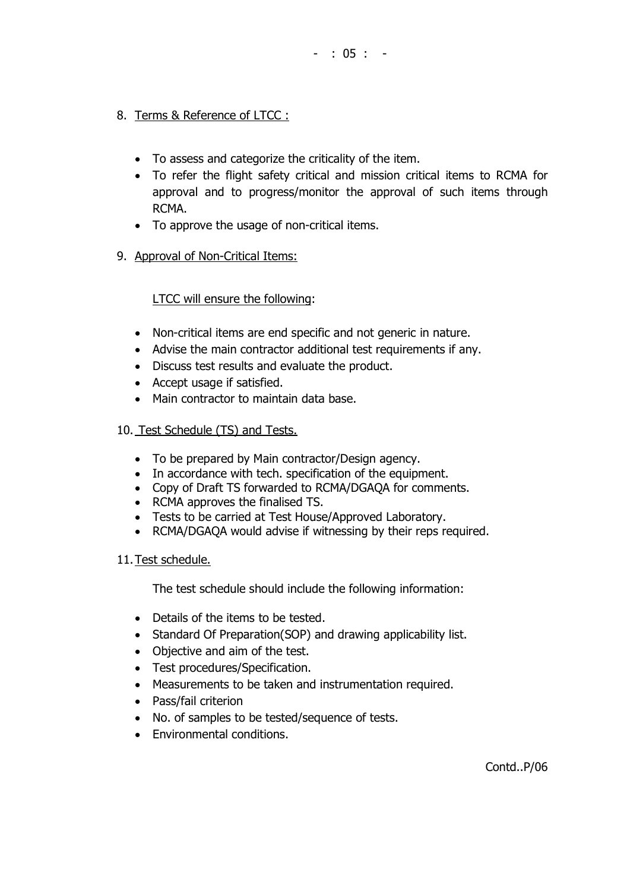8. <u>Terms & Reference of LTCC :</u>

- To assess and categorize the criticality of the item.
- To refer the flight safety critical and mission critical items to RCMA for approval and to progress/monitor the approval of such items through RCMA.
- To approve the usage of non-critical items.

9. <u>Approval of Non-Critical Items:</u>

<u>LTCC will ensure the following</u>:

- Non-critical items are end specific and not generic in nature.
- Advise the main contractor additional test requirements if any.
- Discuss test results and evaluate the product.
- Accept usage if satisfied.
- Main contractor to maintain data base.

10. <u>Test Schedule (TS) and Tests.</u>

- To be prepared by Main contractor/Design agency.
- In accordance with tech. specification of the equipment.
- Copy of Draft TS forwarded to RCMA/DGAQA for comments.
- RCMA approves the finalised TS.
- Tests to be carried at Test House/Approved Laboratory.
- RCMA/DGAQA would advise if witnessing by their reps required.

11. <u>Test schedule.</u>

The test schedule should include the following information:

- Details of the items to be tested.
- Standard Of Preparation(SOP) and drawing applicability list.
- Objective and aim of the test.
- Test procedures/Specification.
- Measurements to be taken and instrumentation required.
- Pass/fail criterion
- No. of samples to be tested/sequence of tests.
- Environmental conditions.

Contd..P/06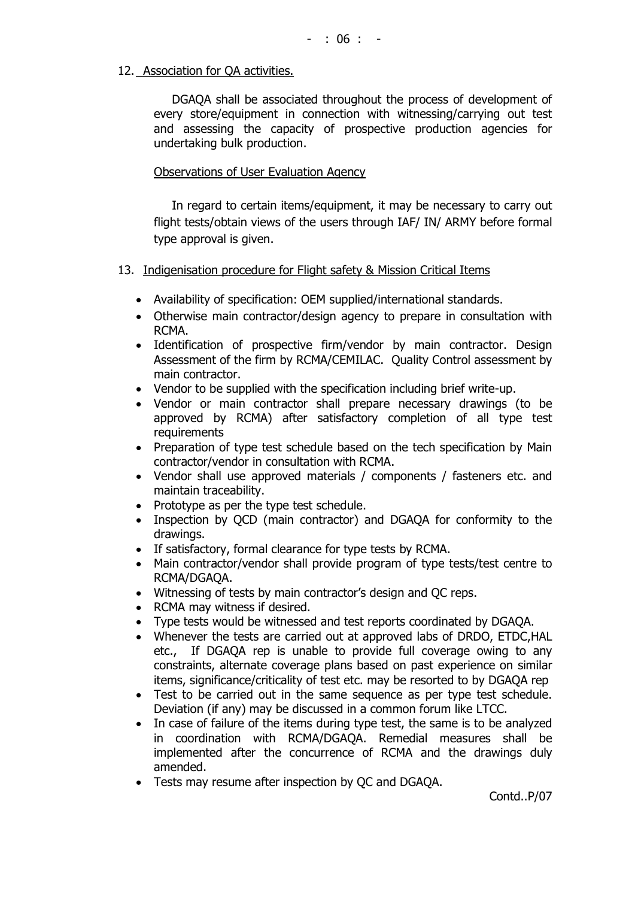12. Association for QA activities.

DGAQA shall be associated throughout the process of development of every store/equipment in connection with witnessing/carrying out test and assessing the capacity of prospective production agencies for undertaking bulk production.

Observations of User Evaluation Agency

In regard to certain items/equipment, it may be necessary to carry out flight tests/obtain views of the users through IAF/ IN/ ARMY before formal type approval is given.

13. Indigenisation procedure for Flight safety & Mission Critical Items

- Availability of specification: OEM supplied/international standards.
- Otherwise main contractor/design agency to prepare in consultation with RCMA.
- Identification of prospective firm/vendor by main contractor. Design Assessment of the firm by RCMA/CEMILAC. Quality Control assessment by main contractor.
- Vendor to be supplied with the specification including brief write-up.
- Vendor or main contractor shall prepare necessary drawings (to be approved by RCMA) after satisfactory completion of all type test requirements
- Preparation of type test schedule based on the tech specification by Main contractor/vendor in consultation with RCMA.
- Vendor shall use approved materials / components / fasteners etc. and maintain traceability.
- Prototype as per the type test schedule.
- Inspection by QCD (main contractor) and DGAQA for conformity to the drawings.
- If satisfactory, formal clearance for type tests by RCMA.
- Main contractor/vendor shall provide program of type tests/test centre to RCMA/DGAQA.
- Witnessing of tests by main contractor's design and QC reps.
- RCMA may witness if desired.
- Type tests would be witnessed and test reports coordinated by DGAQA.
- Whenever the tests are carried out at approved labs of DRDO, ETDC,HAL etc., If DGAQA rep is unable to provide full coverage owing to any constraints, alternate coverage plans based on past experience on similar items, significance/criticality of test etc. may be resorted to by DGAQA rep
- Test to be carried out in the same sequence as per type test schedule. Deviation (if any) may be discussed in a common forum like LTCC.
- In case of failure of the items during type test, the same is to be analyzed in coordination with RCMA/DGAQA. Remedial measures shall be implemented after the concurrence of RCMA and the drawings duly amended.
- Tests may resume after inspection by QC and DGAQA.

Contd..P/07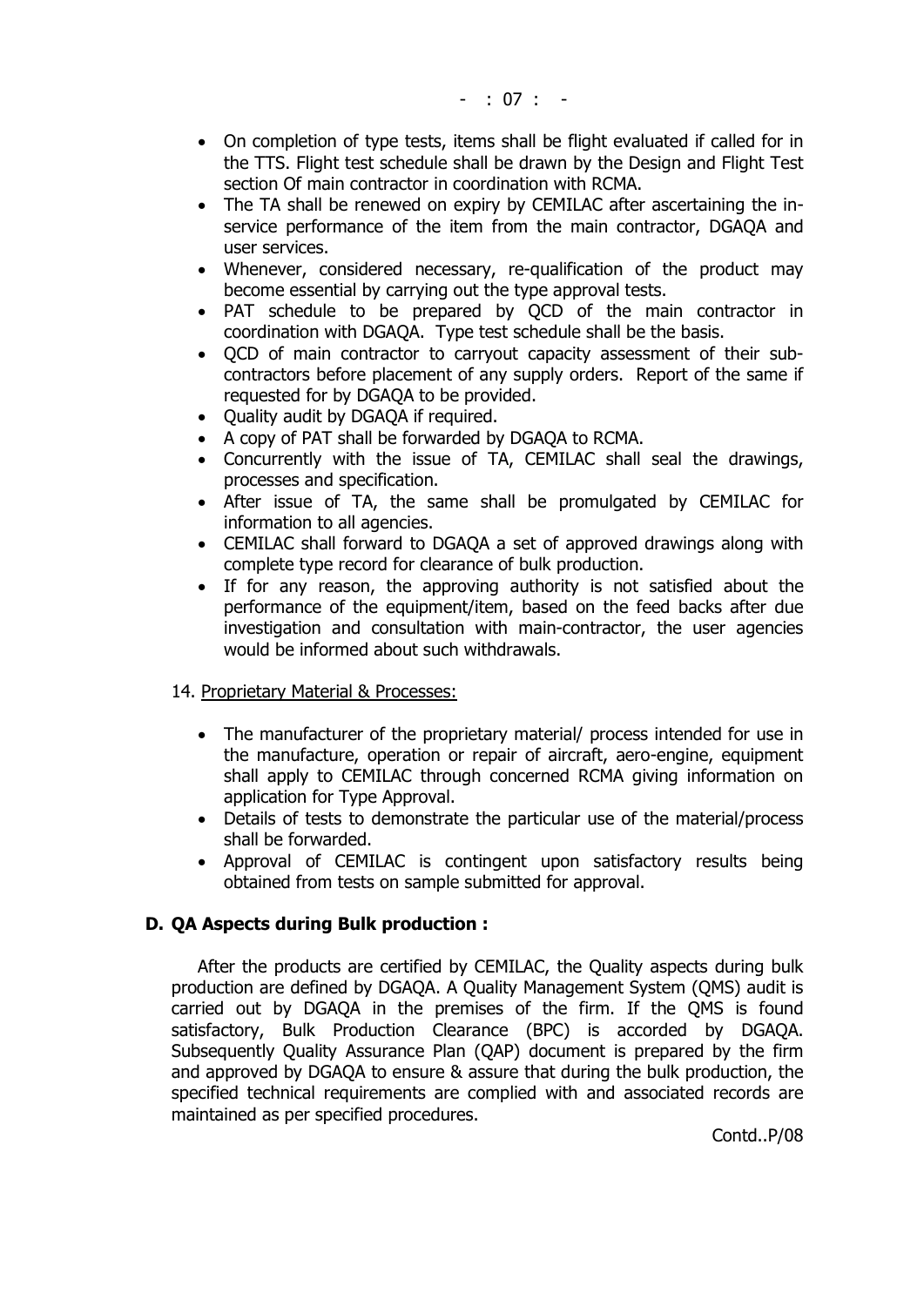- On completion of type tests, items shall be flight evaluated if called for in the TTS. Flight test schedule shall be drawn by the Design and Flight Test section Of main contractor in coordination with RCMA.
- The TA shall be renewed on expiry by CEMILAC after ascertaining the in-service performance of the item from the main contractor, DGAQA and user services.
- Whenever, considered necessary, re-qualification of the product may become essential by carrying out the type approval tests.
- PAT schedule to be prepared by QCD of the main contractor in coordination with DGAQA. Type test schedule shall be the basis.
- QCD of main contractor to carryout capacity assessment of their sub-contractors before placement of any supply orders. Report of the same if requested for by DGAQA to be provided.
- Quality audit by DGAQA if required.
- A copy of PAT shall be forwarded by DGAQA to RCMA.
- Concurrently with the issue of TA, CEMILAC shall seal the drawings, processes and specification.
- After issue of TA, the same shall be promulgated by CEMILAC for information to all agencies.
- CEMILAC shall forward to DGAQA a set of approved drawings along with complete type record for clearance of bulk production.
- If for any reason, the approving authority is not satisfied about the performance of the equipment/item, based on the feed backs after due investigation and consultation with main-contractor, the user agencies would be informed about such withdrawals.

14. Proprietary Material & Processes:

- The manufacturer of the proprietary material/ process intended for use in the manufacture, operation or repair of aircraft, aero-engine, equipment shall apply to CEMILAC through concerned RCMA giving information on application for Type Approval.
- Details of tests to demonstrate the particular use of the material/process shall be forwarded.
- Approval of CEMILAC is contingent upon satisfactory results being obtained from tests on sample submitted for approval.

## D. QA Aspects during Bulk production :

After the products are certified by CEMILAC, the Quality aspects during bulk production are defined by DGAQA. A Quality Management System (QMS) audit is carried out by DGAQA in the premises of the firm. If the QMS is found satisfactory, Bulk Production Clearance (BPC) is accorded by DGAQA. Subsequently Quality Assurance Plan (QAP) document is prepared by the firm and approved by DGAQA to ensure & assure that during the bulk production, the specified technical requirements are complied with and associated records are maintained as per specified procedures.

Contd..P/08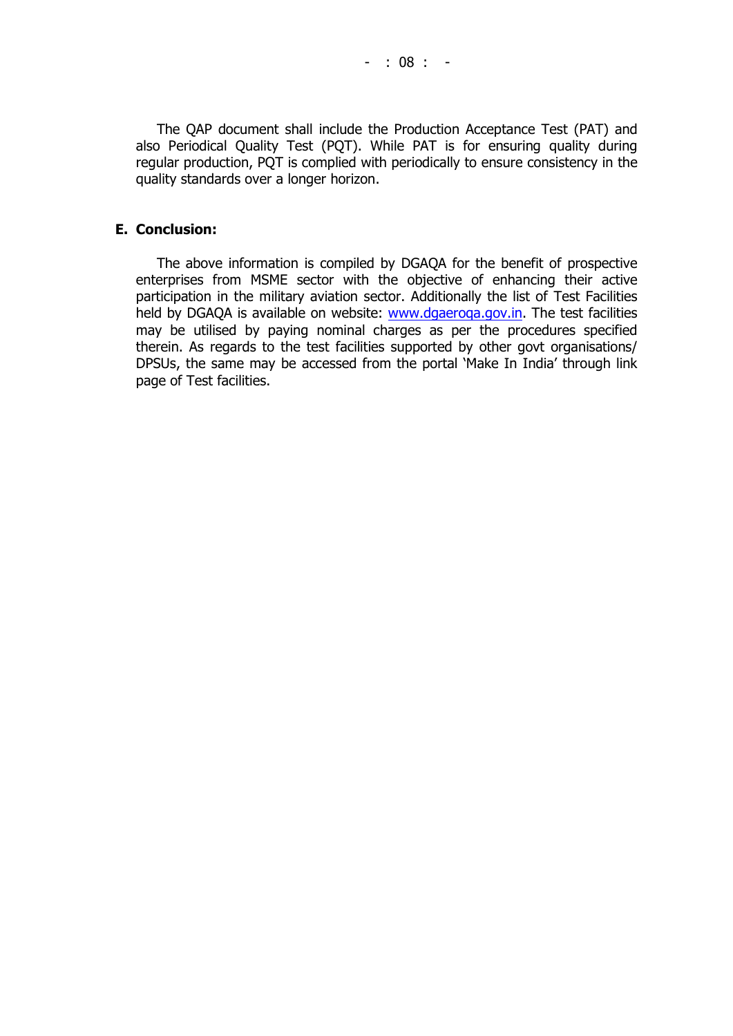The QAP document shall include the Production Acceptance Test (PAT) and also Periodical Quality Test (PQT). While PAT is for ensuring quality during regular production, PQT is complied with periodically to ensure consistency in the quality standards over a longer horizon.

## E. Conclusion:

The above information is compiled by DGAQA for the benefit of prospective enterprises from MSME sector with the objective of enhancing their active participation in the military aviation sector. Additionally the list of Test Facilities held by DGAQA is available on website: [www.dgaeroqa.gov.in](http://www.dgaeroqa.gov.in). The test facilities may be utilised by paying nominal charges as per the procedures specified therein. As regards to the test facilities supported by other govt organisations/ DPSUs, the same may be accessed from the portal 'Make In India' through link page of Test facilities.